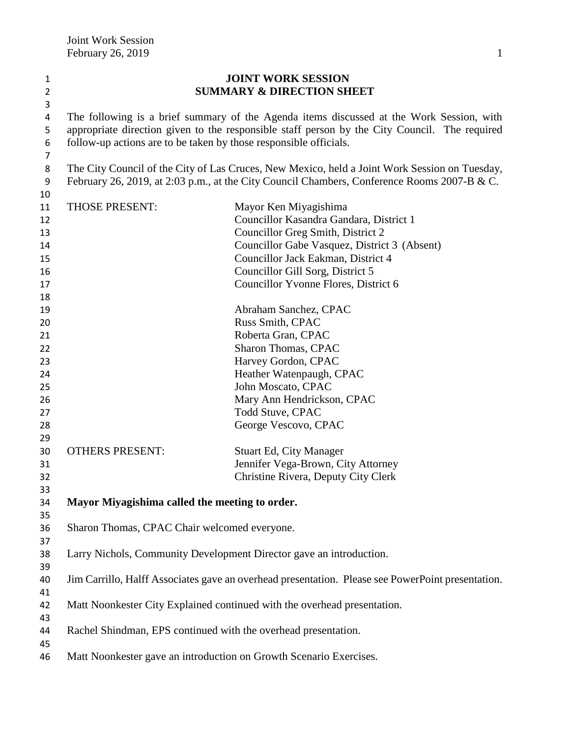# JOINT WORK SESSION
## SUMMARY & DIRECTION SHEET

The following is a brief summary of the Agenda items discussed at the Work Session, with appropriate direction given to the responsible staff person by the City Council. The required follow-up actions are to be taken by those responsible officials.

The City Council of the City of Las Cruces, New Mexico, held a Joint Work Session on Tuesday, February 26, 2019, at 2:03 p.m., at the City Council Chambers, Conference Rooms 2007-B & C.

| | |
|---|---|
| THOSE PRESENT: | Mayor Ken Miyagishima |
| | Councillor Kasandra Gandara, District 1 |
| | Councillor Greg Smith, District 2 |
| | Councillor Gabe Vasquez, District 3 (Absent) |
| | Councillor Jack Eakman, District 4 |
| | Councillor Gill Sorg, District 5 |
| | Councillor Yvonne Flores, District 6 |
| | |
| | Abraham Sanchez, CPAC |
| | Russ Smith, CPAC |
| | Roberta Gran, CPAC |
| | Sharon Thomas, CPAC |
| | Harvey Gordon, CPAC |
| | Heather Watenpaugh, CPAC |
| | John Moscato, CPAC |
| | Mary Ann Hendrickson, CPAC |
| | Todd Stuve, CPAC |
| | George Vescovo, CPAC |
| | |
| OTHERS PRESENT: | Stuart Ed, City Manager |
| | Jennifer Vega-Brown, City Attorney |
| | Christine Rivera, Deputy City Clerk |

**Mayor Miyagishima called the meeting to order.**

Sharon Thomas, CPAC Chair welcomed everyone.

Larry Nichols, Community Development Director gave an introduction.

Jim Carrillo, Halff Associates gave an overhead presentation. Please see PowerPoint presentation.

Matt Noonkester City Explained continued with the overhead presentation.

Rachel Shindman, EPS continued with the overhead presentation.

Matt Noonkester gave an introduction on Growth Scenario Exercises.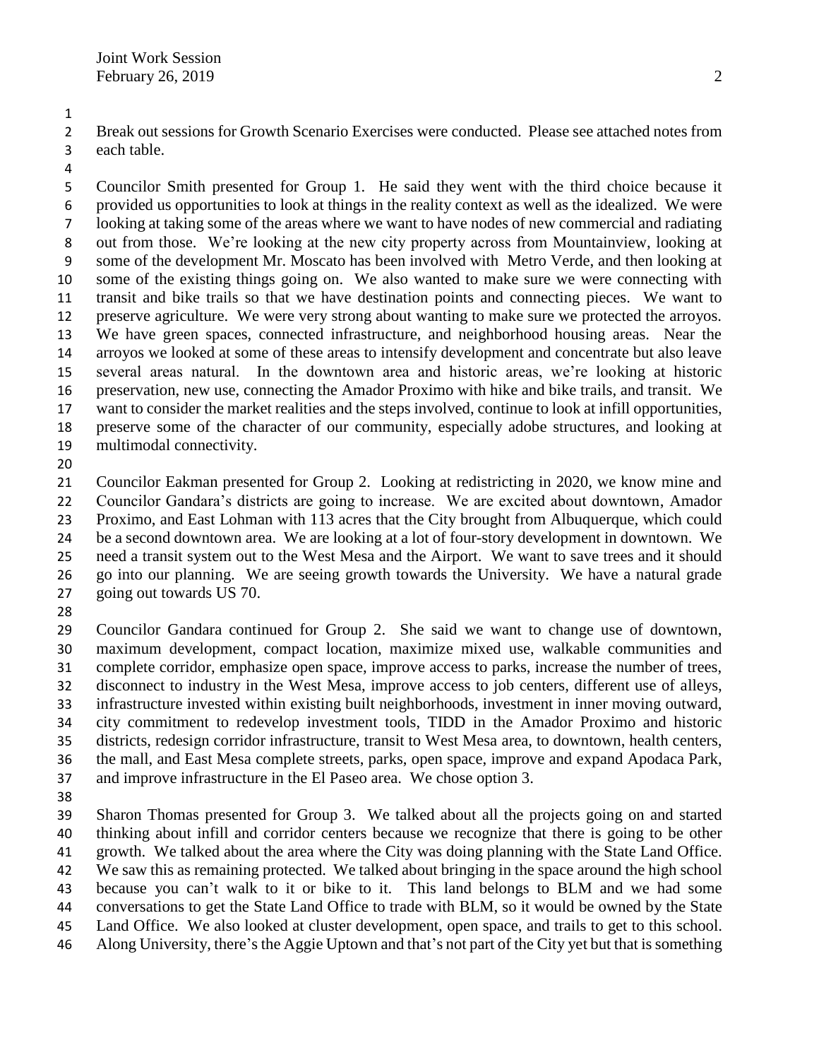Break out sessions for Growth Scenario Exercises were conducted. Please see attached notes from each table.

Councilor Smith presented for Group 1. He said they went with the third choice because it provided us opportunities to look at things in the reality context as well as the idealized. We were looking at taking some of the areas where we want to have nodes of new commercial and radiating out from those. We're looking at the new city property across from Mountainview, looking at some of the development Mr. Moscato has been involved with Metro Verde, and then looking at some of the existing things going on. We also wanted to make sure we were connecting with transit and bike trails so that we have destination points and connecting pieces. We want to preserve agriculture. We were very strong about wanting to make sure we protected the arroyos. We have green spaces, connected infrastructure, and neighborhood housing areas. Near the arroyos we looked at some of these areas to intensify development and concentrate but also leave several areas natural. In the downtown area and historic areas, we're looking at historic preservation, new use, connecting the Amador Proximo with hike and bike trails, and transit. We want to consider the market realities and the steps involved, continue to look at infill opportunities, preserve some of the character of our community, especially adobe structures, and looking at multimodal connectivity.

Councilor Eakman presented for Group 2. Looking at redistricting in 2020, we know mine and Councilor Gandara's districts are going to increase. We are excited about downtown, Amador Proximo, and East Lohman with 113 acres that the City brought from Albuquerque, which could be a second downtown area. We are looking at a lot of four-story development in downtown. We need a transit system out to the West Mesa and the Airport. We want to save trees and it should go into our planning. We are seeing growth towards the University. We have a natural grade going out towards US 70.

Councilor Gandara continued for Group 2. She said we want to change use of downtown, maximum development, compact location, maximize mixed use, walkable communities and complete corridor, emphasize open space, improve access to parks, increase the number of trees, disconnect to industry in the West Mesa, improve access to job centers, different use of alleys, infrastructure invested within existing built neighborhoods, investment in inner moving outward, city commitment to redevelop investment tools, TIDD in the Amador Proximo and historic districts, redesign corridor infrastructure, transit to West Mesa area, to downtown, health centers, the mall, and East Mesa complete streets, parks, open space, improve and expand Apodaca Park, and improve infrastructure in the El Paseo area. We chose option 3.

Sharon Thomas presented for Group 3. We talked about all the projects going on and started thinking about infill and corridor centers because we recognize that there is going to be other growth. We talked about the area where the City was doing planning with the State Land Office. We saw this as remaining protected. We talked about bringing in the space around the high school because you can't walk to it or bike to it. This land belongs to BLM and we had some conversations to get the State Land Office to trade with BLM, so it would be owned by the State Land Office. We also looked at cluster development, open space, and trails to get to this school. Along University, there's the Aggie Uptown and that's not part of the City yet but that is something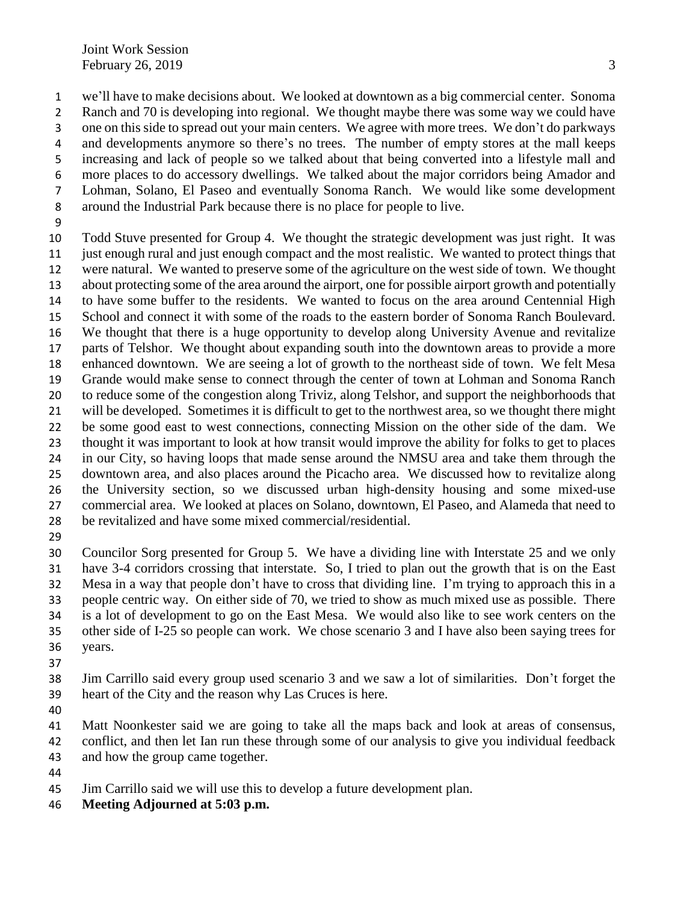we'll have to make decisions about. We looked at downtown as a big commercial center. Sonoma Ranch and 70 is developing into regional. We thought maybe there was some way we could have one on this side to spread out your main centers. We agree with more trees. We don't do parkways and developments anymore so there's no trees. The number of empty stores at the mall keeps increasing and lack of people so we talked about that being converted into a lifestyle mall and more places to do accessory dwellings. We talked about the major corridors being Amador and Lohman, Solano, El Paseo and eventually Sonoma Ranch. We would like some development around the Industrial Park because there is no place for people to live.

Todd Stuve presented for Group 4. We thought the strategic development was just right. It was just enough rural and just enough compact and the most realistic. We wanted to protect things that were natural. We wanted to preserve some of the agriculture on the west side of town. We thought about protecting some of the area around the airport, one for possible airport growth and potentially to have some buffer to the residents. We wanted to focus on the area around Centennial High School and connect it with some of the roads to the eastern border of Sonoma Ranch Boulevard. We thought that there is a huge opportunity to develop along University Avenue and revitalize parts of Telshor. We thought about expanding south into the downtown areas to provide a more enhanced downtown. We are seeing a lot of growth to the northeast side of town. We felt Mesa Grande would make sense to connect through the center of town at Lohman and Sonoma Ranch to reduce some of the congestion along Triviz, along Telshor, and support the neighborhoods that will be developed. Sometimes it is difficult to get to the northwest area, so we thought there might be some good east to west connections, connecting Mission on the other side of the dam. We thought it was important to look at how transit would improve the ability for folks to get to places in our City, so having loops that made sense around the NMSU area and take them through the downtown area, and also places around the Picacho area. We discussed how to revitalize along the University section, so we discussed urban high-density housing and some mixed-use commercial area. We looked at places on Solano, downtown, El Paseo, and Alameda that need to be revitalized and have some mixed commercial/residential.

Councilor Sorg presented for Group 5. We have a dividing line with Interstate 25 and we only have 3-4 corridors crossing that interstate. So, I tried to plan out the growth that is on the East Mesa in a way that people don't have to cross that dividing line. I'm trying to approach this in a people centric way. On either side of 70, we tried to show as much mixed use as possible. There is a lot of development to go on the East Mesa. We would also like to see work centers on the other side of I-25 so people can work. We chose scenario 3 and I have also been saying trees for years.

Jim Carrillo said every group used scenario 3 and we saw a lot of similarities. Don't forget the heart of the City and the reason why Las Cruces is here.

Matt Noonkester said we are going to take all the maps back and look at areas of consensus, conflict, and then let Ian run these through some of our analysis to give you individual feedback and how the group came together.

Jim Carrillo said we will use this to develop a future development plan.

**Meeting Adjourned at 5:03 p.m.**